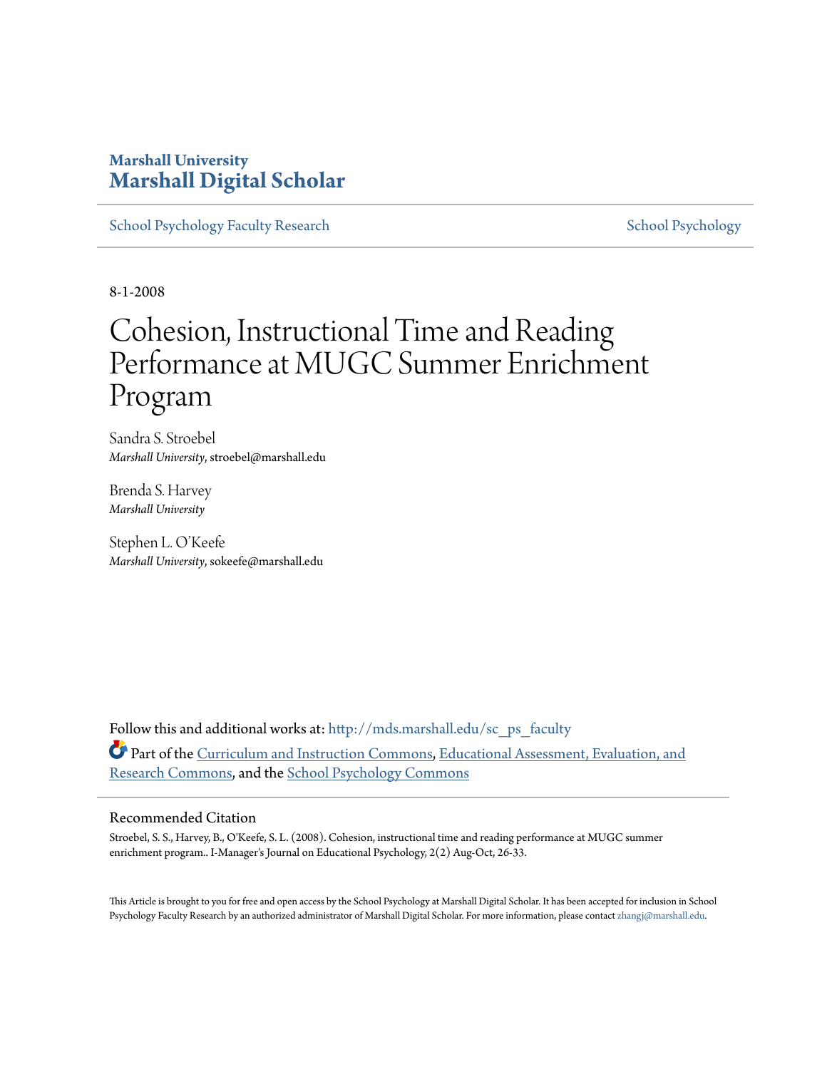Marshall University

**Marshall Digital Scholar**

School Psychology Faculty Research | School Psychology

8-1-2008

# Cohesion, Instructional Time and Reading Performance at MUGC Summer Enrichment Program

Sandra S. Stroebel
*Marshall University*, stroebel@marshall.edu

Brenda S. Harvey
*Marshall University*

Stephen L. O'Keefe
*Marshall University*, sokeefe@marshall.edu

Follow this and additional works at: http://mds.marshall.edu/sc_ps_faculty

Part of the Curriculum and Instruction Commons, Educational Assessment, Evaluation, and Research Commons, and the School Psychology Commons

## Recommended Citation

Stroebel, S. S., Harvey, B., O'Keefe, S. L. (2008). Cohesion, instructional time and reading performance at MUGC summer enrichment program.. I-Manager's Journal on Educational Psychology, 2(2) Aug-Oct, 26-33.

This Article is brought to you for free and open access by the School Psychology at Marshall Digital Scholar. It has been accepted for inclusion in School Psychology Faculty Research by an authorized administrator of Marshall Digital Scholar. For more information, please contact zhangj@marshall.edu.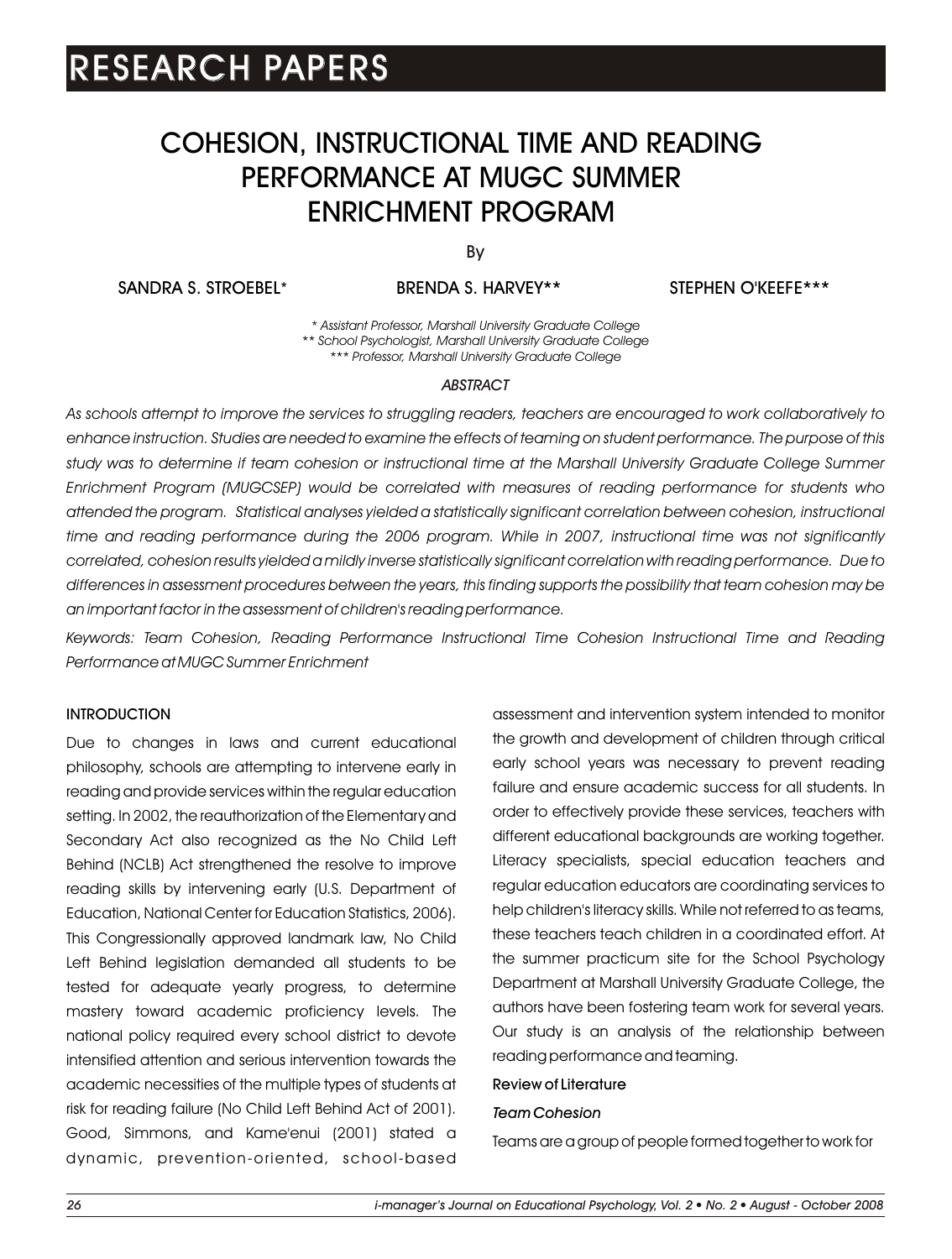# RESEARCH PAPERS

# COHESION, INSTRUCTIONAL TIME AND READING PERFORMANCE AT MUGC SUMMER ENRICHMENT PROGRAM

By

SANDRA S. STROEBEL* BRENDA S. HARVEY** STEPHEN O'KEEFE***

*\* Assistant Professor, Marshall University Graduate College*
*\*\* School Psychologist, Marshall University Graduate College*
*\*\*\* Professor, Marshall University Graduate College*

## ABSTRACT

*As schools attempt to improve the services to struggling readers, teachers are encouraged to work collaboratively to enhance instruction. Studies are needed to examine the effects of teaming on student performance. The purpose of this study was to determine if team cohesion or instructional time at the Marshall University Graduate College Summer Enrichment Program (MUGCSEP) would be correlated with measures of reading performance for students who attended the program. Statistical analyses yielded a statistically significant correlation between cohesion, instructional time and reading performance during the 2006 program. While in 2007, instructional time was not significantly correlated, cohesion results yielded a mildly inverse statistically significant correlation with reading performance. Due to differences in assessment procedures between the years, this finding supports the possibility that team cohesion may be an important factor in the assessment of children's reading performance.*

*Keywords: Team Cohesion, Reading Performance Instructional Time Cohesion Instructional Time and Reading Performance at MUGC Summer Enrichment*

## INTRODUCTION

Due to changes in laws and current educational philosophy, schools are attempting to intervene early in reading and provide services within the regular education setting. In 2002, the reauthorization of the Elementary and Secondary Act also recognized as the No Child Left Behind (NCLB) Act strengthened the resolve to improve reading skills by intervening early (U.S. Department of Education, National Center for Education Statistics, 2006). This Congressionally approved landmark law, No Child Left Behind legislation demanded all students to be tested for adequate yearly progress, to determine mastery toward academic proficiency levels. The national policy required every school district to devote intensified attention and serious intervention towards the academic necessities of the multiple types of students at risk for reading failure (No Child Left Behind Act of 2001). Good, Simmons, and Kame'enui (2001) stated a dynamic, prevention-oriented, school-based assessment and intervention system intended to monitor the growth and development of children through critical early school years was necessary to prevent reading failure and ensure academic success for all students. In order to effectively provide these services, teachers with different educational backgrounds are working together. Literacy specialists, special education teachers and regular education educators are coordinating services to help children's literacy skills. While not referred to as teams, these teachers teach children in a coordinated effort. At the summer practicum site for the School Psychology Department at Marshall University Graduate College, the authors have been fostering team work for several years. Our study is an analysis of the relationship between reading performance and teaming.

### Review of Literature

#### *Team Cohesion*

Teams are a group of people formed together to work for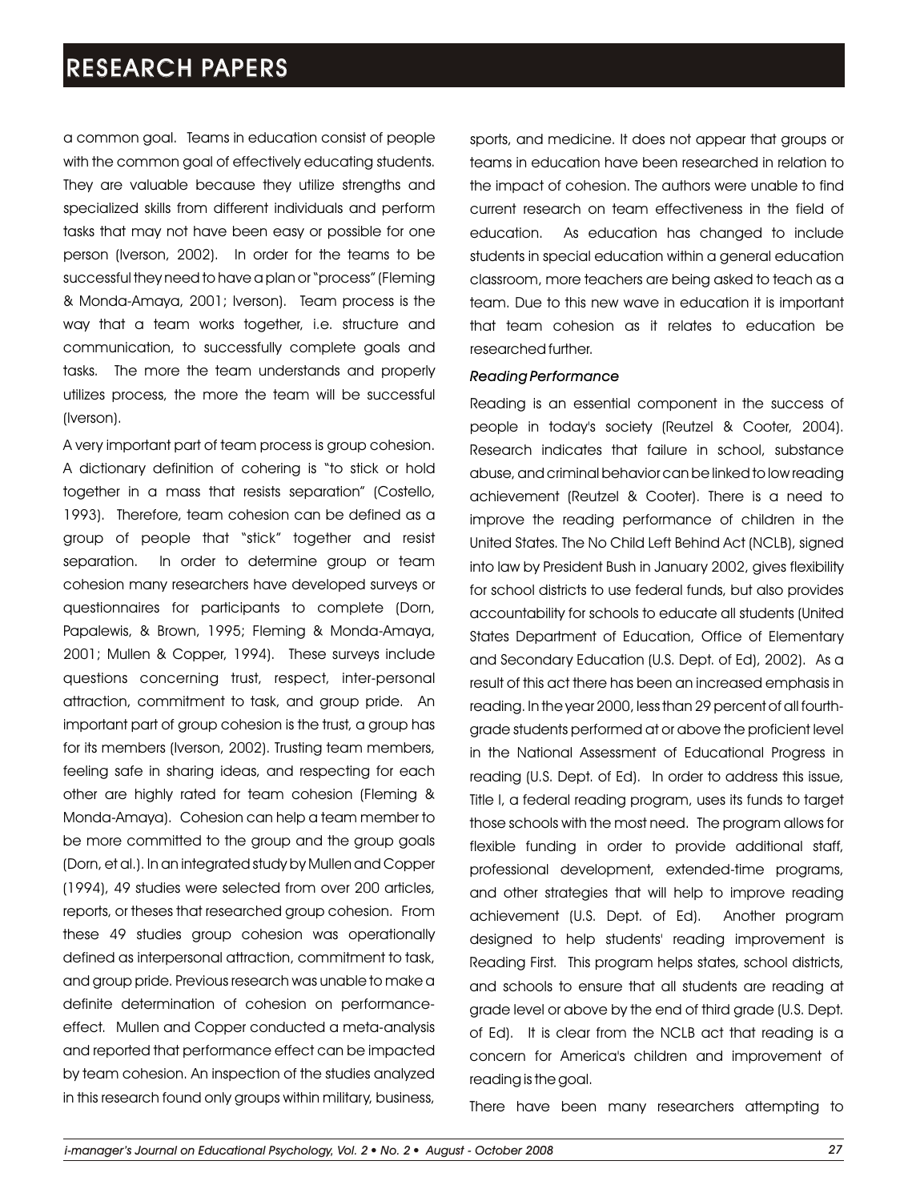a common goal. Teams in education consist of people with the common goal of effectively educating students. They are valuable because they utilize strengths and specialized skills from different individuals and perform tasks that may not have been easy or possible for one person (Iverson, 2002). In order for the teams to be successful they need to have a plan or "process" (Fleming & Monda-Amaya, 2001; Iverson). Team process is the way that a team works together, i.e. structure and communication, to successfully complete goals and tasks. The more the team understands and properly utilizes process, the more the team will be successful (Iverson).

A very important part of team process is group cohesion. A dictionary definition of cohering is "to stick or hold together in a mass that resists separation" (Costello, 1993). Therefore, team cohesion can be defined as a group of people that "stick" together and resist separation. In order to determine group or team cohesion many researchers have developed surveys or questionnaires for participants to complete (Dorn, Papalewis, & Brown, 1995; Fleming & Monda-Amaya, 2001; Mullen & Copper, 1994). These surveys include questions concerning trust, respect, inter-personal attraction, commitment to task, and group pride. An important part of group cohesion is the trust, a group has for its members (Iverson, 2002). Trusting team members, feeling safe in sharing ideas, and respecting for each other are highly rated for team cohesion (Fleming & Monda-Amaya). Cohesion can help a team member to be more committed to the group and the group goals (Dorn, et al.). In an integrated study by Mullen and Copper (1994), 49 studies were selected from over 200 articles, reports, or theses that researched group cohesion. From these 49 studies group cohesion was operationally defined as interpersonal attraction, commitment to task, and group pride. Previous research was unable to make a definite determination of cohesion on performance-effect. Mullen and Copper conducted a meta-analysis and reported that performance effect can be impacted by team cohesion. An inspection of the studies analyzed in this research found only groups within military, business, sports, and medicine. It does not appear that groups or teams in education have been researched in relation to the impact of cohesion. The authors were unable to find current research on team effectiveness in the field of education. As education has changed to include students in special education within a general education classroom, more teachers are being asked to teach as a team. Due to this new wave in education it is important that team cohesion as it relates to education be researched further.

#### *Reading Performance*

Reading is an essential component in the success of people in today's society (Reutzel & Cooter, 2004). Research indicates that failure in school, substance abuse, and criminal behavior can be linked to low reading achievement (Reutzel & Cooter). There is a need to improve the reading performance of children in the United States. The No Child Left Behind Act (NCLB), signed into law by President Bush in January 2002, gives flexibility for school districts to use federal funds, but also provides accountability for schools to educate all students (United States Department of Education, Office of Elementary and Secondary Education (U.S. Dept. of Ed), 2002). As a result of this act there has been an increased emphasis in reading. In the year 2000, less than 29 percent of all fourth-grade students performed at or above the proficient level in the National Assessment of Educational Progress in reading (U.S. Dept. of Ed). In order to address this issue, Title I, a federal reading program, uses its funds to target those schools with the most need. The program allows for flexible funding in order to provide additional staff, professional development, extended-time programs, and other strategies that will help to improve reading achievement (U.S. Dept. of Ed). Another program designed to help students' reading improvement is Reading First. This program helps states, school districts, and schools to ensure that all students are reading at grade level or above by the end of third grade (U.S. Dept. of Ed). It is clear from the NCLB act that reading is a concern for America's children and improvement of reading is the goal.

There have been many researchers attempting to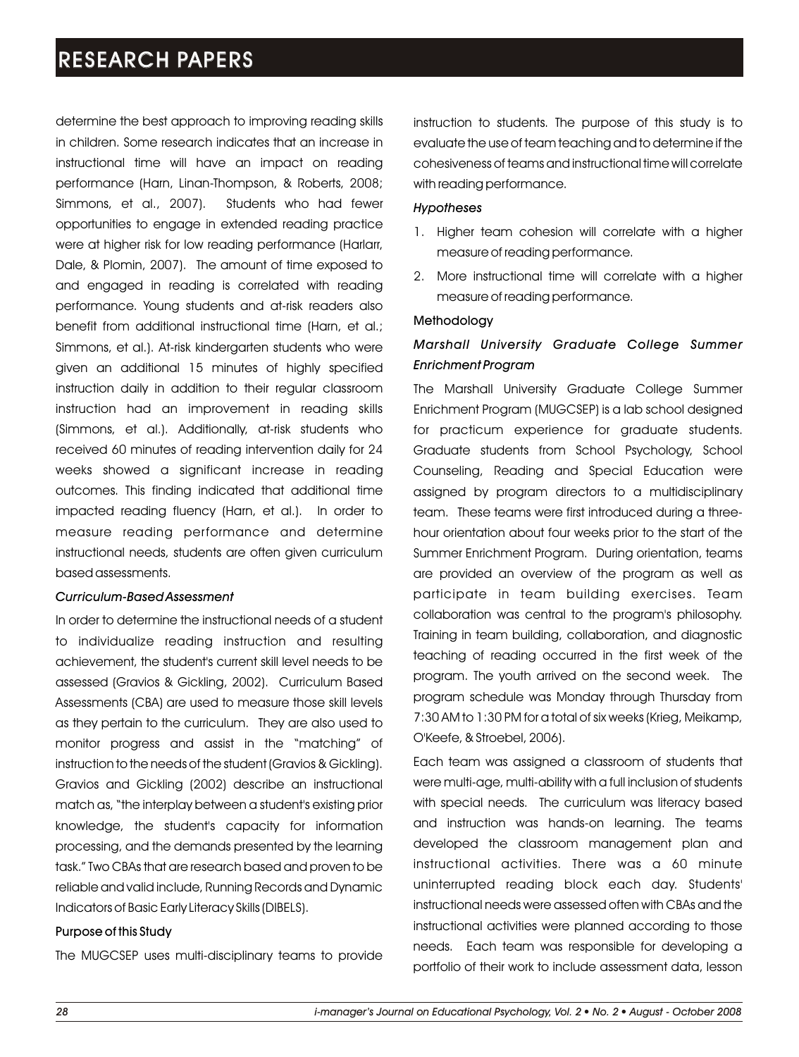determine the best approach to improving reading skills in children. Some research indicates that an increase in instructional time will have an impact on reading performance (Harn, Linan-Thompson, & Roberts, 2008; Simmons, et al., 2007). Students who had fewer opportunities to engage in extended reading practice were at higher risk for low reading performance (Harlarr, Dale, & Plomin, 2007). The amount of time exposed to and engaged in reading is correlated with reading performance. Young students and at-risk readers also benefit from additional instructional time (Harn, et al.; Simmons, et al.). At-risk kindergarten students who were given an additional 15 minutes of highly specified instruction daily in addition to their regular classroom instruction had an improvement in reading skills (Simmons, et al.). Additionally, at-risk students who received 60 minutes of reading intervention daily for 24 weeks showed a significant increase in reading outcomes. This finding indicated that additional time impacted reading fluency (Harn, et al.). In order to measure reading performance and determine instructional needs, students are often given curriculum based assessments.

### *Curriculum-Based Assessment*

In order to determine the instructional needs of a student to individualize reading instruction and resulting achievement, the student's current skill level needs to be assessed (Gravios & Gickling, 2002). Curriculum Based Assessments (CBA) are used to measure those skill levels as they pertain to the curriculum. They are also used to monitor progress and assist in the "matching" of instruction to the needs of the student (Gravios & Gickling). Gravios and Gickling (2002) describe an instructional match as, "the interplay between a student's existing prior knowledge, the student's capacity for information processing, and the demands presented by the learning task." Two CBAs that are research based and proven to be reliable and valid include, Running Records and Dynamic Indicators of Basic Early Literacy Skills (DIBELS).

### Purpose of this Study

The MUGCSEP uses multi-disciplinary teams to provide instruction to students. The purpose of this study is to evaluate the use of team teaching and to determine if the cohesiveness of teams and instructional time will correlate with reading performance.

### *Hypotheses*

1. Higher team cohesion will correlate with a higher measure of reading performance.
2. More instructional time will correlate with a higher measure of reading performance.

## Methodology

### *Marshall University Graduate College Summer Enrichment Program*

The Marshall University Graduate College Summer Enrichment Program (MUGCSEP) is a lab school designed for practicum experience for graduate students. Graduate students from School Psychology, School Counseling, Reading and Special Education were assigned by program directors to a multidisciplinary team. These teams were first introduced during a three-hour orientation about four weeks prior to the start of the Summer Enrichment Program. During orientation, teams are provided an overview of the program as well as participate in team building exercises. Team collaboration was central to the program's philosophy. Training in team building, collaboration, and diagnostic teaching of reading occurred in the first week of the program. The youth arrived on the second week. The program schedule was Monday through Thursday from 7:30 AM to 1:30 PM for a total of six weeks (Krieg, Meikamp, O'Keefe, & Stroebel, 2006).

Each team was assigned a classroom of students that were multi-age, multi-ability with a full inclusion of students with special needs. The curriculum was literacy based and instruction was hands-on learning. The teams developed the classroom management plan and instructional activities. There was a 60 minute uninterrupted reading block each day. Students' instructional needs were assessed often with CBAs and the instructional activities were planned according to those needs. Each team was responsible for developing a portfolio of their work to include assessment data, lesson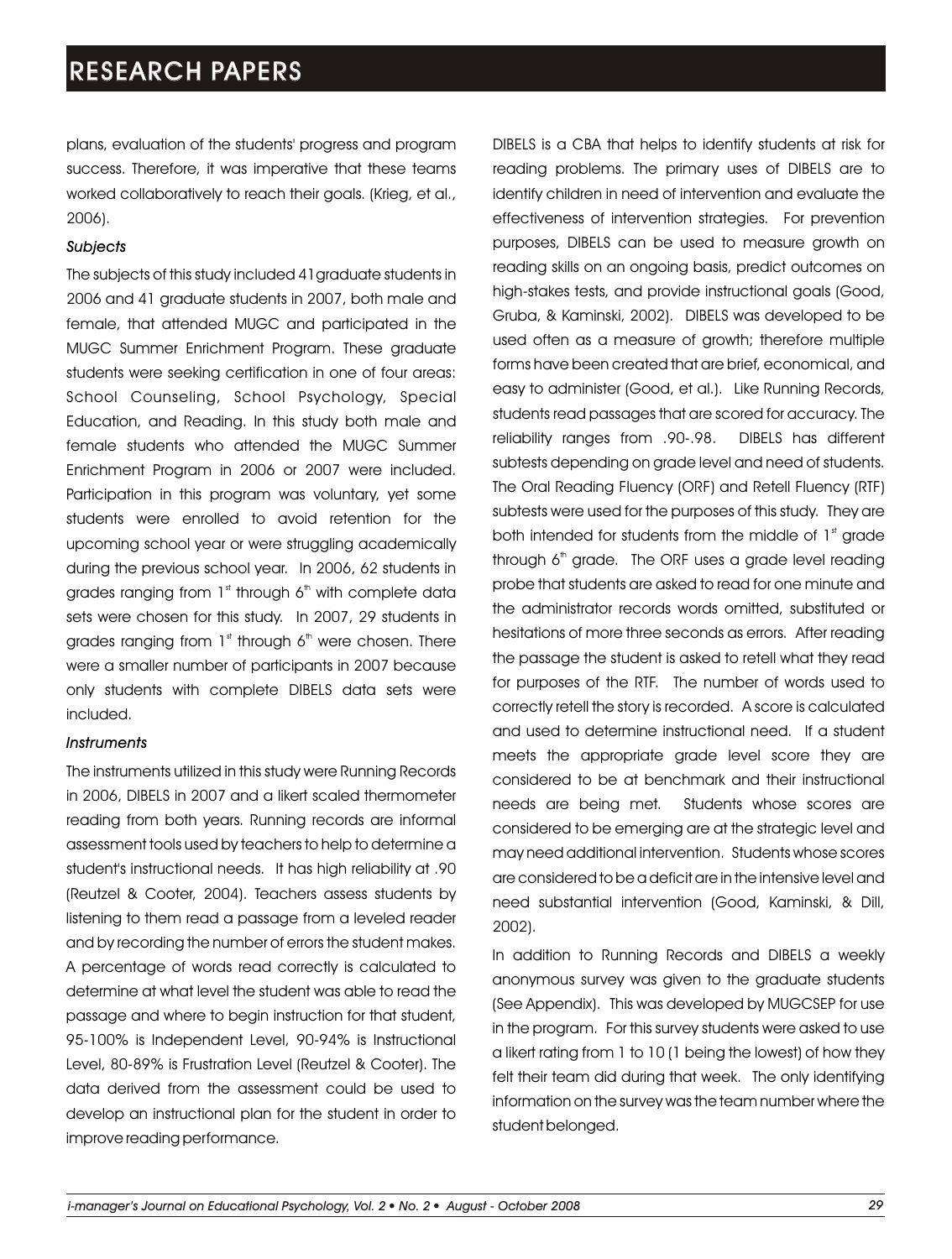plans, evaluation of the students' progress and program success. Therefore, it was imperative that these teams worked collaboratively to reach their goals. (Krieg, et al., 2006).

*Subjects*

The subjects of this study included 41 graduate students in 2006 and 41 graduate students in 2007, both male and female, that attended MUGC and participated in the MUGC Summer Enrichment Program. These graduate students were seeking certification in one of four areas: School Counseling, School Psychology, Special Education, and Reading. In this study both male and female students who attended the MUGC Summer Enrichment Program in 2006 or 2007 were included. Participation in this program was voluntary, yet some students were enrolled to avoid retention for the upcoming school year or were struggling academically during the previous school year. In 2006, 62 students in grades ranging from 1st through 6th with complete data sets were chosen for this study. In 2007, 29 students in grades ranging from 1st through 6th were chosen. There were a smaller number of participants in 2007 because only students with complete DIBELS data sets were included.

*Instruments*

The instruments utilized in this study were Running Records in 2006, DIBELS in 2007 and a likert scaled thermometer reading from both years. Running records are informal assessment tools used by teachers to help to determine a student's instructional needs. It has high reliability at .90 (Reutzel & Cooter, 2004). Teachers assess students by listening to them read a passage from a leveled reader and by recording the number of errors the student makes. A percentage of words read correctly is calculated to determine at what level the student was able to read the passage and where to begin instruction for that student, 95-100% is Independent Level, 90-94% is Instructional Level, 80-89% is Frustration Level (Reutzel & Cooter). The data derived from the assessment could be used to develop an instructional plan for the student in order to improve reading performance.

DIBELS is a CBA that helps to identify students at risk for reading problems. The primary uses of DIBELS are to identify children in need of intervention and evaluate the effectiveness of intervention strategies. For prevention purposes, DIBELS can be used to measure growth on reading skills on an ongoing basis, predict outcomes on high-stakes tests, and provide instructional goals (Good, Gruba, & Kaminski, 2002). DIBELS was developed to be used often as a measure of growth; therefore multiple forms have been created that are brief, economical, and easy to administer (Good, et al.). Like Running Records, students read passages that are scored for accuracy. The reliability ranges from .90-.98. DIBELS has different subtests depending on grade level and need of students. The Oral Reading Fluency (ORF) and Retell Fluency (RTF) subtests were used for the purposes of this study. They are both intended for students from the middle of 1st grade through 6th grade. The ORF uses a grade level reading probe that students are asked to read for one minute and the administrator records words omitted, substituted or hesitations of more three seconds as errors. After reading the passage the student is asked to retell what they read for purposes of the RTF. The number of words used to correctly retell the story is recorded. A score is calculated and used to determine instructional need. If a student meets the appropriate grade level score they are considered to be at benchmark and their instructional needs are being met. Students whose scores are considered to be emerging are at the strategic level and may need additional intervention. Students whose scores are considered to be a deficit are in the intensive level and need substantial intervention (Good, Kaminski, & Dill, 2002).

In addition to Running Records and DIBELS a weekly anonymous survey was given to the graduate students (See Appendix). This was developed by MUGCSEP for use in the program. For this survey students were asked to use a likert rating from 1 to 10 (1 being the lowest) of how they felt their team did during that week. The only identifying information on the survey was the team number where the student belonged.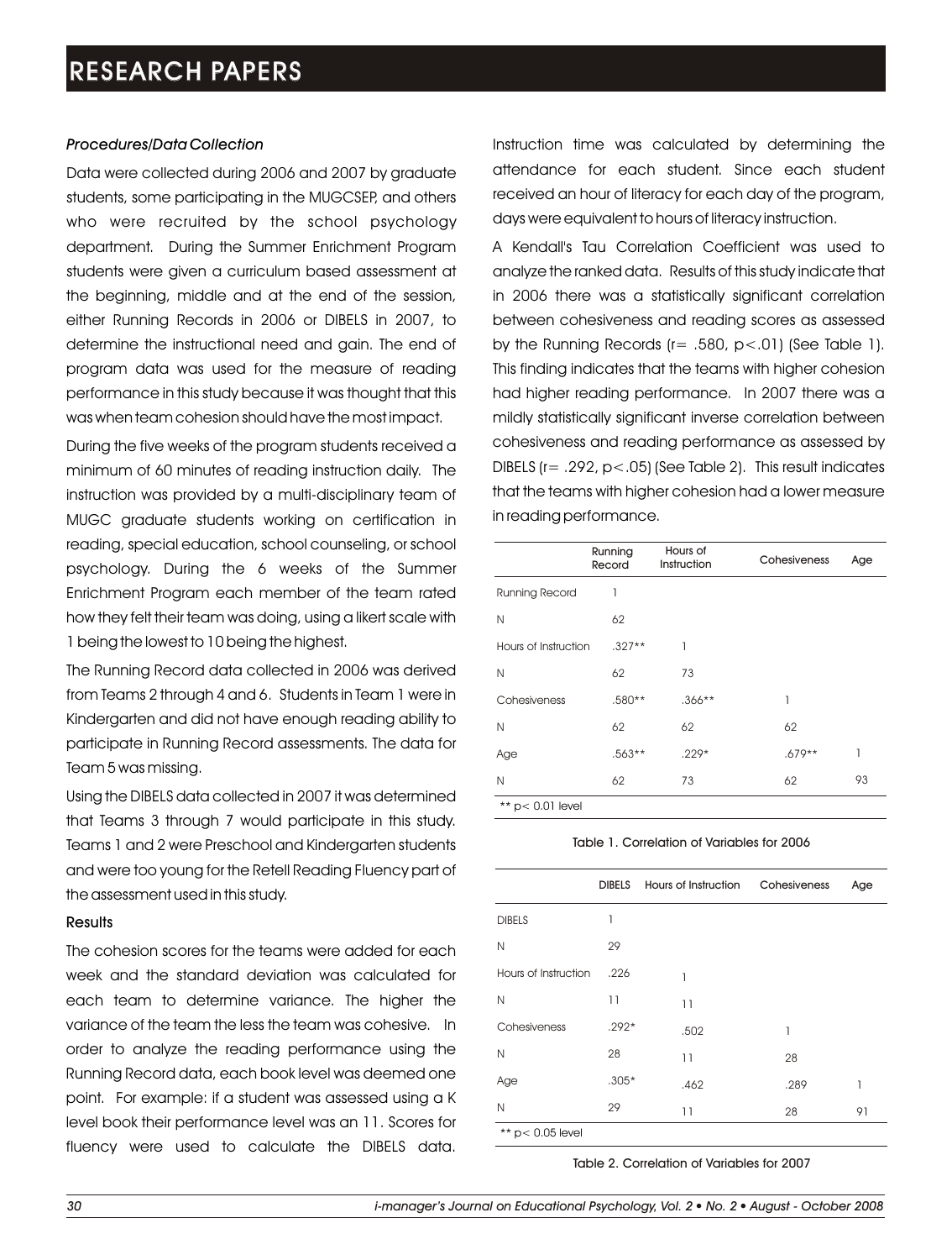### *Procedures/Data Collection*

Data were collected during 2006 and 2007 by graduate students, some participating in the MUGCSEP, and others who were recruited by the school psychology department. During the Summer Enrichment Program students were given a curriculum based assessment at the beginning, middle and at the end of the session, either Running Records in 2006 or DIBELS in 2007, to determine the instructional need and gain. The end of program data was used for the measure of reading performance in this study because it was thought that this was when team cohesion should have the most impact.

During the five weeks of the program students received a minimum of 60 minutes of reading instruction daily. The instruction was provided by a multi-disciplinary team of MUGC graduate students working on certification in reading, special education, school counseling, or school psychology. During the 6 weeks of the Summer Enrichment Program each member of the team rated how they felt their team was doing, using a likert scale with 1 being the lowest to 10 being the highest.

The Running Record data collected in 2006 was derived from Teams 2 through 4 and 6. Students in Team 1 were in Kindergarten and did not have enough reading ability to participate in Running Record assessments. The data for Team 5 was missing.

Using the DIBELS data collected in 2007 it was determined that Teams 3 through 7 would participate in this study. Teams 1 and 2 were Preschool and Kindergarten students and were too young for the Retell Reading Fluency part of the assessment used in this study.

### Results

The cohesion scores for the teams were added for each week and the standard deviation was calculated for each team to determine variance. The higher the variance of the team the less the team was cohesive. In order to analyze the reading performance using the Running Record data, each book level was deemed one point. For example: if a student was assessed using a K level book their performance level was an 11. Scores for fluency were used to calculate the DIBELS data. Instruction time was calculated by determining the attendance for each student. Since each student received an hour of literacy for each day of the program, days were equivalent to hours of literacy instruction.

A Kendall's Tau Correlation Coefficient was used to analyze the ranked data. Results of this study indicate that in 2006 there was a statistically significant correlation between cohesiveness and reading scores as assessed by the Running Records ($r = .580$, $p < .01$) (See Table 1). This finding indicates that the teams with higher cohesion had higher reading performance. In 2007 there was a mildly statistically significant inverse correlation between cohesiveness and reading performance as assessed by DIBELS ($r = .292$, $p < .05$) (See Table 2). This result indicates that the teams with higher cohesion had a lower measure in reading performance.

| | Running Record | Hours of Instruction | Cohesiveness | Age |
|---|---|---|---|---|
| Running Record | 1 | | | |
| N | 62 | | | |
| Hours of Instruction | .327** | 1 | | |
| N | 62 | 73 | | |
| Cohesiveness | .580** | .366** | 1 | |
| N | 62 | 62 | 62 | |
| Age | .563** | .229* | .679** | 1 |
| N | 62 | 73 | 62 | 93 |
| ** p< 0.01 level | | | | |

Table 1. Correlation of Variables for 2006

| | DIBELS | Hours of Instruction | Cohesiveness | Age |
|---|---|---|---|---|
| DIBELS | 1 | | | |
| N | 29 | | | |
| Hours of Instruction | .226 | 1 | | |
| N | 11 | 11 | | |
| Cohesiveness | .292* | .502 | 1 | |
| N | 28 | 11 | 28 | |
| Age | .305* | .462 | .289 | 1 |
| N | 29 | 11 | 28 | 91 |
| ** p< 0.05 level | | | | |

Table 2. Correlation of Variables for 2007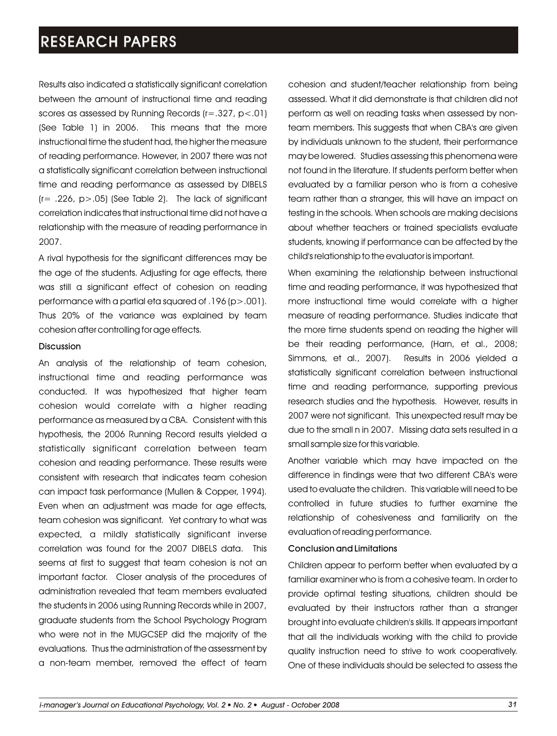Results also indicated a statistically significant correlation between the amount of instructional time and reading scores as assessed by Running Records ($r=.327$, $p<.01$) (See Table 1) in 2006. This means that the more instructional time the student had, the higher the measure of reading performance. However, in 2007 there was not a statistically significant correlation between instructional time and reading performance as assessed by DIBELS ($r= .226$, $p>.05$) (See Table 2). The lack of significant correlation indicates that instructional time did not have a relationship with the measure of reading performance in 2007.

A rival hypothesis for the significant differences may be the age of the students. Adjusting for age effects, there was still a significant effect of cohesion on reading performance with a partial eta squared of .196 ($p>.001$). Thus 20% of the variance was explained by team cohesion after controlling for age effects.

### Discussion

An analysis of the relationship of team cohesion, instructional time and reading performance was conducted. It was hypothesized that higher team cohesion would correlate with a higher reading performance as measured by a CBA. Consistent with this hypothesis, the 2006 Running Record results yielded a statistically significant correlation between team cohesion and reading performance. These results were consistent with research that indicates team cohesion can impact task performance (Mullen & Copper, 1994). Even when an adjustment was made for age effects, team cohesion was significant. Yet contrary to what was expected, a mildly statistically significant inverse correlation was found for the 2007 DIBELS data. This seems at first to suggest that team cohesion is not an important factor. Closer analysis of the procedures of administration revealed that team members evaluated the students in 2006 using Running Records while in 2007, graduate students from the School Psychology Program who were not in the MUGCSEP did the majority of the evaluations. Thus the administration of the assessment by a non-team member, removed the effect of team cohesion and student/teacher relationship from being assessed. What it did demonstrate is that children did not perform as well on reading tasks when assessed by non-team members. This suggests that when CBA's are given by individuals unknown to the student, their performance may be lowered. Studies assessing this phenomena were not found in the literature. If students perform better when evaluated by a familiar person who is from a cohesive team rather than a stranger, this will have an impact on testing in the schools. When schools are making decisions about whether teachers or trained specialists evaluate students, knowing if performance can be affected by the child's relationship to the evaluator is important.

When examining the relationship between instructional time and reading performance, it was hypothesized that more instructional time would correlate with a higher measure of reading performance. Studies indicate that the more time students spend on reading the higher will be their reading performance, (Harn, et al., 2008; Simmons, et al., 2007). Results in 2006 yielded a statistically significant correlation between instructional time and reading performance, supporting previous research studies and the hypothesis. However, results in 2007 were not significant. This unexpected result may be due to the small n in 2007. Missing data sets resulted in a small sample size for this variable.

Another variable which may have impacted on the difference in findings were that two different CBA's were used to evaluate the children. This variable will need to be controlled in future studies to further examine the relationship of cohesiveness and familiarity on the evaluation of reading performance.

### Conclusion and Limitations

Children appear to perform better when evaluated by a familiar examiner who is from a cohesive team. In order to provide optimal testing situations, children should be evaluated by their instructors rather than a stranger brought into evaluate children's skills. It appears important that all the individuals working with the child to provide quality instruction need to strive to work cooperatively. One of these individuals should be selected to assess the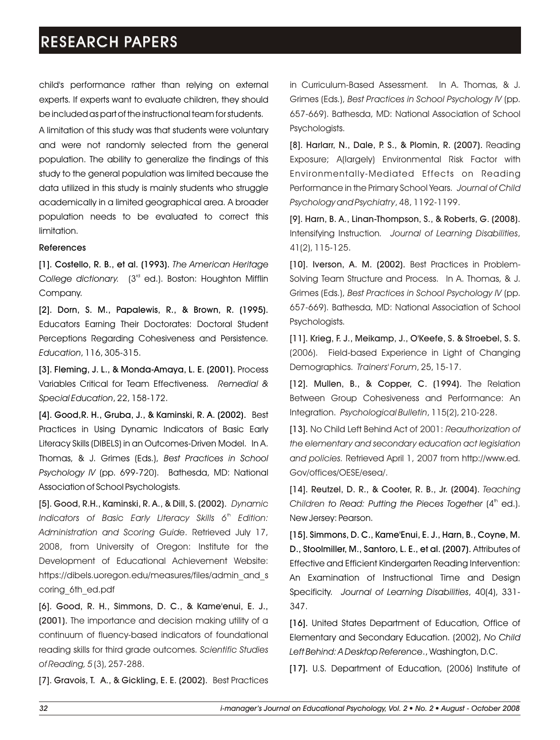child's performance rather than relying on external experts. If experts want to evaluate children, they should be included as part of the instructional team for students.

A limitation of this study was that students were voluntary and were not randomly selected from the general population. The ability to generalize the findings of this study to the general population was limited because the data utilized in this study is mainly students who struggle academically in a limited geographical area. A broader population needs to be evaluated to correct this limitation.

**References**

**[1]. Costello, R. B., et al. (1993).** *The American Heritage College dictionary.* (3rd ed.). Boston: Houghton Mifflin Company.

**[2]. Dorn, S. M., Papalewis, R., & Brown, R. (1995).** Educators Earning Their Doctorates: Doctoral Student Perceptions Regarding Cohesiveness and Persistence. *Education*, 116, 305-315.

**[3]. Fleming, J. L., & Monda-Amaya, L. E. (2001).** Process Variables Critical for Team Effectiveness. *Remedial & Special Education*, 22, 158-172.

**[4]. Good,R. H., Gruba, J., & Kaminski, R. A. (2002).** Best Practices in Using Dynamic Indicators of Basic Early Literacy Skills (DIBELS) in an Outcomes-Driven Model. In A. Thomas, & J. Grimes (Eds.), *Best Practices in School Psychology IV* (pp. 699-720). Bathesda, MD: National Association of School Psychologists.

**[5]. Good, R.H., Kaminski, R. A., & Dill, S. (2002).** *Dynamic Indicators of Basic Early Literacy Skills 6th Edition: Administration and Scoring Guide*. Retrieved July 17, 2008, from University of Oregon: Institute for the Development of Educational Achievement Website: https://dibels.uoregon.edu/measures/files/admin_and_scoring_6th_ed.pdf

**[6]. Good, R. H., Simmons, D. C., & Kame'enui, E. J., (2001).** The importance and decision making utility of a continuum of fluency-based indicators of foundational reading skills for third grade outcomes. *Scientific Studies of Reading, 5* (3), 257-288.

**[7]. Gravois, T. A., & Gickling, E. E. (2002).** Best Practices in Curriculum-Based Assessment. In A. Thomas, & J. Grimes (Eds.), *Best Practices in School Psychology IV* (pp. 657-669). Bathesda, MD: National Association of School Psychologists.

**[8]. Harlarr, N., Dale, P. S., & Plomin, R. (2007).** Reading Exposure; A(largely) Environmental Risk Factor with Environmentally-Mediated Effects on Reading Performance in the Primary School Years. *Journal of Child Psychology and Psychiatry*, 48, 1192-1199.

**[9]. Harn, B. A., Linan-Thompson, S., & Roberts, G. (2008).** Intensifying Instruction. *Journal of Learning Disabilities*, 41(2), 115-125.

**[10]. Iverson, A. M. (2002).** Best Practices in Problem-Solving Team Structure and Process. In A. Thomas, & J. Grimes (Eds.), *Best Practices in School Psychology IV* (pp. 657-669). Bathesda, MD: National Association of School Psychologists.

**[11]. Krieg, F. J., Meikamp, J., O'Keefe, S. & Stroebel, S. S.** (2006). Field-based Experience in Light of Changing Demographics. *Trainers' Forum*, 25, 15-17.

**[12]. Mullen, B., & Copper, C. (1994).** The Relation Between Group Cohesiveness and Performance: An Integration. *Psychological Bulletin*, 115(2), 210-228.

**[13].** No Child Left Behind Act of 2001: *Reauthorization of the elementary and secondary education act legislation and policies.* Retrieved April 1, 2007 from http://www.ed.Gov/offices/OESE/esea/.

**[14]. Reutzel, D. R., & Cooter, R. B., Jr. (2004).** *Teaching Children to Read: Putting the Pieces Together* (4th ed.). New Jersey: Pearson.

**[15]. Simmons, D. C., Kame'Enui, E. J., Harn, B., Coyne, M. D., Stoolmiller, M., Santoro, L. E., et al. (2007).** Attributes of Effective and Efficient Kindergarten Reading Intervention: An Examination of Instructional Time and Design Specificity. *Journal of Learning Disabilities*, 40(4), 331-347.

**[16].** United States Department of Education, Office of Elementary and Secondary Education. (2002), *No Child Left Behind: A Desktop Reference*., Washington, D.C.

**[17].** U.S. Department of Education, (2006) Institute of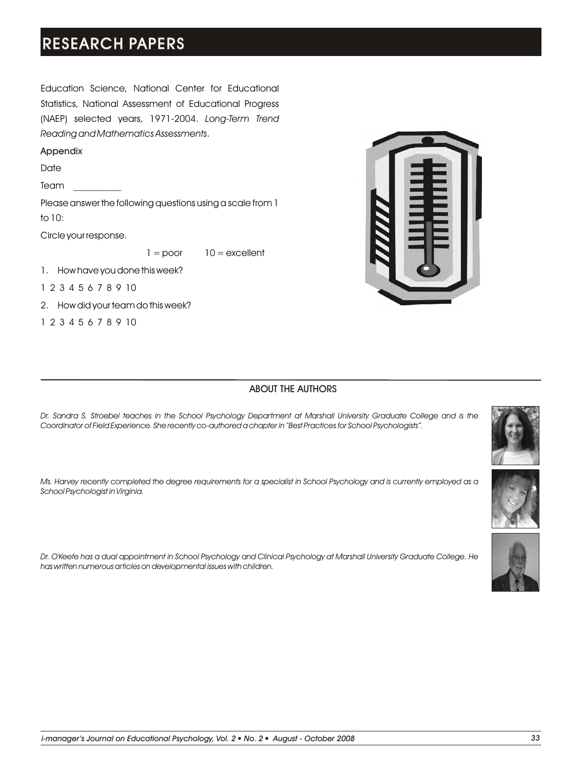Education Science, National Center for Educational Statistics, National Assessment of Educational Progress (NAEP) selected years, 1971-2004. *Long-Term Trend Reading and Mathematics Assessments*.

### Appendix

Date

Team __________

Please answer the following questions using a scale from 1 to 10:

Circle your response.

1 = poor 10 = excellent

1. How have you done this week?

1 2 3 4 5 6 7 8 9 10

2. How did your team do this week?

1 2 3 4 5 6 7 8 9 10

## ABOUT THE AUTHORS

*Dr. Sandra S. Stroebel teaches in the School Psychology Department at Marshall University Graduate College and is the Coordinator of Field Experience. She recently co-authored a chapter in "Best Practices for School Psychologists".*

*Ms. Harvey recently completed the degree requirements for a specialist in School Psychology and is currently employed as a School Psychologist in Virginia.*

*Dr. O'Keefe has a dual appointment in School Psychology and Clinical Psychology at Marshall University Graduate College. He has written numerous articles on developmental issues with children.*